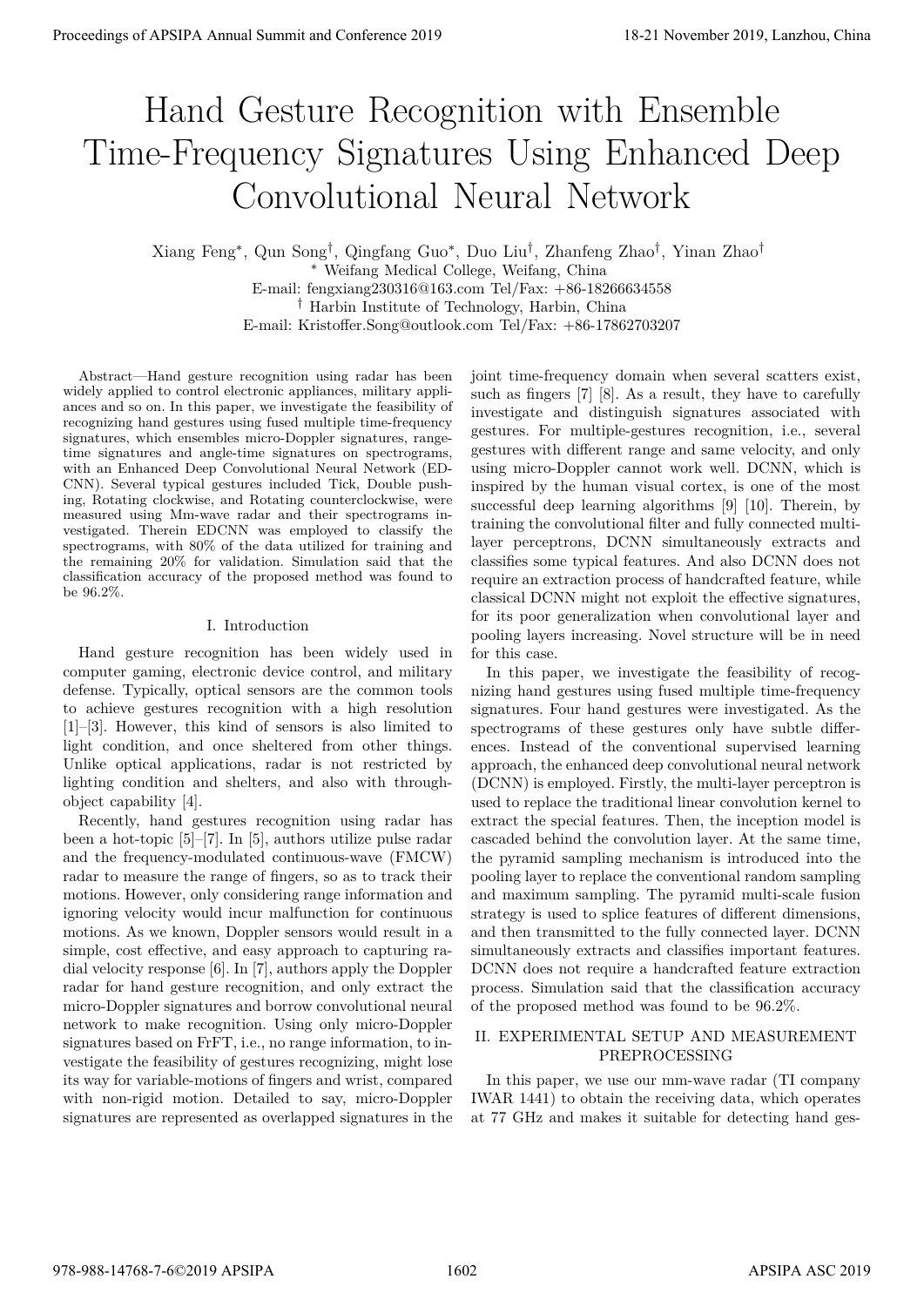# Hand Gesture Recognition with Ensemble Time-Frequency Signatures Using Enhanced Deep Convolutional Neural Network

Xiang Feng*, Qun Song†, Qingfang Guo*, Duo Liu†, Zhanfeng Zhao†, Yinan Zhao†

* Weifang Medical College, Weifang, China
E-mail: fengxiang230316@163.com Tel/Fax: +86-18266634558

† Harbin Institute of Technology, Harbin, China
E-mail: Kristoffer.Song@outlook.com Tel/Fax: +86-17862703207

*Abstract*—Hand gesture recognition using radar has been widely applied to control electronic appliances, military appliances and so on. In this paper, we investigate the feasibility of recognizing hand gestures using fused multiple time-frequency signatures, which ensembles micro-Doppler signatures, range-time signatures and angle-time signatures on spectrograms, with an Enhanced Deep Convolutional Neural Network (ED-CNN). Several typical gestures included Tick, Double pushing, Rotating clockwise, and Rotating counterclockwise, were measured using Mm-wave radar and their spectrograms investigated. Therein EDCNN was employed to classify the spectrograms, with 80% of the data utilized for training and the remaining 20% for validation. Simulation said that the classification accuracy of the proposed method was found to be 96.2%.

## I. Introduction

Hand gesture recognition has been widely used in computer gaming, electronic device control, and military defense. Typically, optical sensors are the common tools to achieve gestures recognition with a high resolution [1]–[3]. However, this kind of sensors is also limited to light condition, and once sheltered from other things. Unlike optical applications, radar is not restricted by lighting condition and shelters, and also with through-object capability [4].

Recently, hand gestures recognition using radar has been a hot-topic [5]–[7]. In [5], authors utilize pulse radar and the frequency-modulated continuous-wave (FMCW) radar to measure the range of fingers, so as to track their motions. However, only considering range information and ignoring velocity would incur malfunction for continuous motions. As we known, Doppler sensors would result in a simple, cost effective, and easy approach to capturing radial velocity response [6]. In [7], authors apply the Doppler radar for hand gesture recognition, and only extract the micro-Doppler signatures and borrow convolutional neural network to make recognition. Using only micro-Doppler signatures based on FrFT, i.e., no range information, to investigate the feasibility of gestures recognizing, might lose its way for variable-motions of fingers and wrist, compared with non-rigid motion. Detailed to say, micro-Doppler signatures are represented as overlapped signatures in the joint time-frequency domain when several scatters exist, such as fingers [7] [8]. As a result, they have to carefully investigate and distinguish signatures associated with gestures. For multiple-gestures recognition, i.e., several gestures with different range and same velocity, and only using micro-Doppler cannot work well. DCNN, which is inspired by the human visual cortex, is one of the most successful deep learning algorithms [9] [10]. Therein, by training the convolutional filter and fully connected multi-layer perceptrons, DCNN simultaneously extracts and classifies some typical features. And also DCNN does not require an extraction process of handcrafted feature, while classical DCNN might not exploit the effective signatures, for its poor generalization when convolutional layer and pooling layers increasing. Novel structure will be in need for this case.

In this paper, we investigate the feasibility of recognizing hand gestures using fused multiple time-frequency signatures. Four hand gestures were investigated. As the spectrograms of these gestures only have subtle differences. Instead of the conventional supervised learning approach, the enhanced deep convolutional neural network (DCNN) is employed. Firstly, the multi-layer perceptron is used to replace the traditional linear convolution kernel to extract the special features. Then, the inception model is cascaded behind the convolution layer. At the same time, the pyramid sampling mechanism is introduced into the pooling layer to replace the conventional random sampling and maximum sampling. The pyramid multi-scale fusion strategy is used to splice features of different dimensions, and then transmitted to the fully connected layer. DCNN simultaneously extracts and classifies important features. DCNN does not require a handcrafted feature extraction process. Simulation said that the classification accuracy of the proposed method was found to be 96.2%.

## II. EXPERIMENTAL SETUP AND MEASUREMENT PREPROCESSING

In this paper, we use our mm-wave radar (TI company IWAR 1441) to obtain the receiving data, which operates at 77 GHz and makes it suitable for detecting hand ges-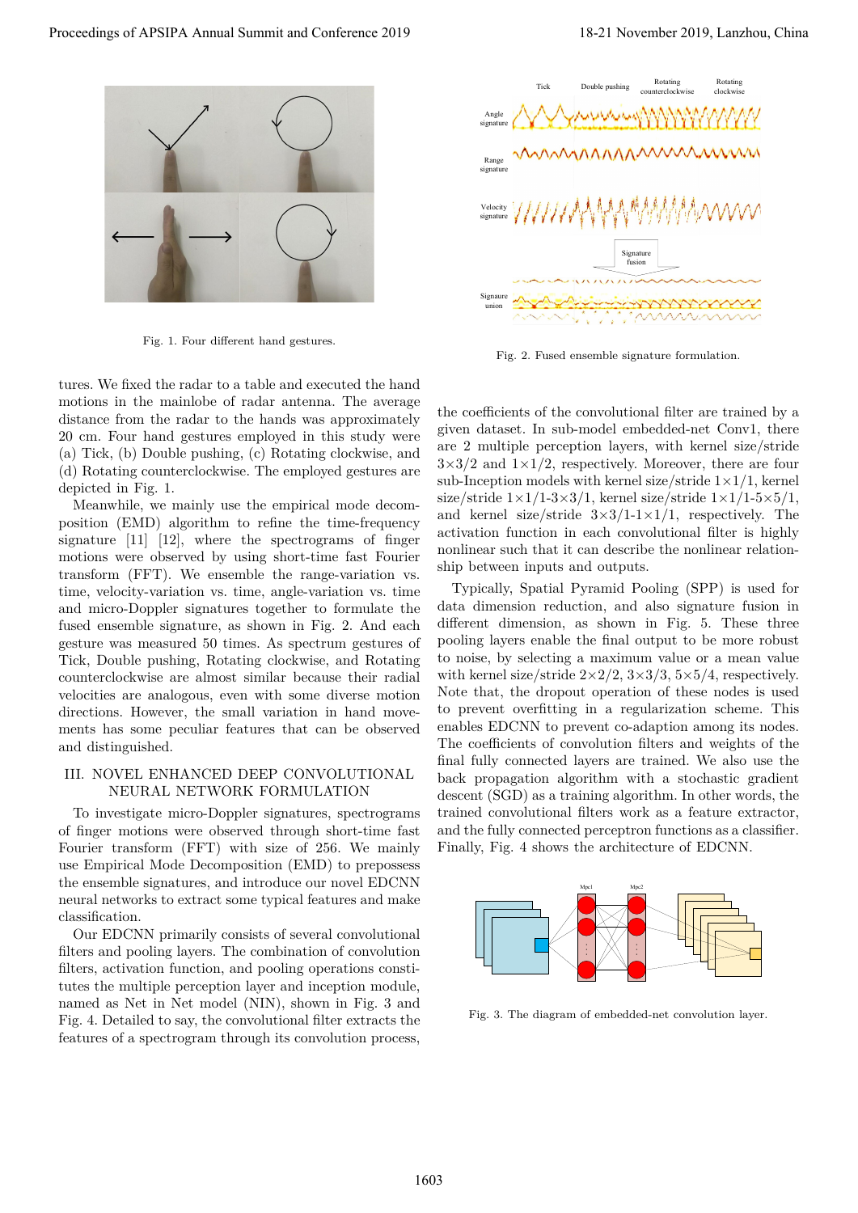Fig. 1. Four different hand gestures.

Fig. 2. Fused ensemble signature formulation.

tures. We fixed the radar to a table and executed the hand motions in the mainlobe of radar antenna. The average distance from the radar to the hands was approximately 20 cm. Four hand gestures employed in this study were (a) Tick, (b) Double pushing, (c) Rotating clockwise, and (d) Rotating counterclockwise. The employed gestures are depicted in Fig. 1.

Meanwhile, we mainly use the empirical mode decomposition (EMD) algorithm to refine the time-frequency signature [11] [12], where the spectrograms of finger motions were observed by using short-time fast Fourier transform (FFT). We ensemble the range-variation vs. time, velocity-variation vs. time, angle-variation vs. time and micro-Doppler signatures together to formulate the fused ensemble signature, as shown in Fig. 2. And each gesture was measured 50 times. As spectrum gestures of Tick, Double pushing, Rotating clockwise, and Rotating counterclockwise are almost similar because their radial velocities are analogous, even with some diverse motion directions. However, the small variation in hand movements has some peculiar features that can be observed and distinguished.

## III. Novel Enhanced Deep Convolutional Neural Network Formulation

To investigate micro-Doppler signatures, spectrograms of finger motions were observed through short-time fast Fourier transform (FFT) with size of 256. We mainly use Empirical Mode Decomposition (EMD) to prepossess the ensemble signatures, and introduce our novel EDCNN neural networks to extract some typical features and make classification.

Our EDCNN primarily consists of several convolutional filters and pooling layers. The combination of convolution filters, activation function, and pooling operations constitutes the multiple perception layer and inception module, named as Net in Net model (NIN), shown in Fig. 3 and Fig. 4. Detailed to say, the convolutional filter extracts the features of a spectrogram through its convolution process, the coefficients of the convolutional filter are trained by a given dataset. In sub-model embedded-net Conv1, there are 2 multiple perception layers, with kernel size/stride 3×3/2 and 1×1/2, respectively. Moreover, there are four sub-Inception models with kernel size/stride 1×1/1, kernel size/stride 1×1/1-3×3/1, kernel size/stride 1×1/1-5×5/1, and kernel size/stride 3×3/1-1×1/1, respectively. The activation function in each convolutional filter is highly nonlinear such that it can describe the nonlinear relationship between inputs and outputs.

Typically, Spatial Pyramid Pooling (SPP) is used for data dimension reduction, and also signature fusion in different dimension, as shown in Fig. 5. These three pooling layers enable the final output to be more robust to noise, by selecting a maximum value or a mean value with kernel size/stride 2×2/2, 3×3/3, 5×5/4, respectively. Note that, the dropout operation of these nodes is used to prevent overfitting in a regularization scheme. This enables EDCNN to prevent co-adaption among its nodes. The coefficients of convolution filters and weights of the final fully connected layers are trained. We also use the back propagation algorithm with a stochastic gradient descent (SGD) as a training algorithm. In other words, the trained convolutional filters work as a feature extractor, and the fully connected perceptron functions as a classifier. Finally, Fig. 4 shows the architecture of EDCNN.

Fig. 3. The diagram of embedded-net convolution layer.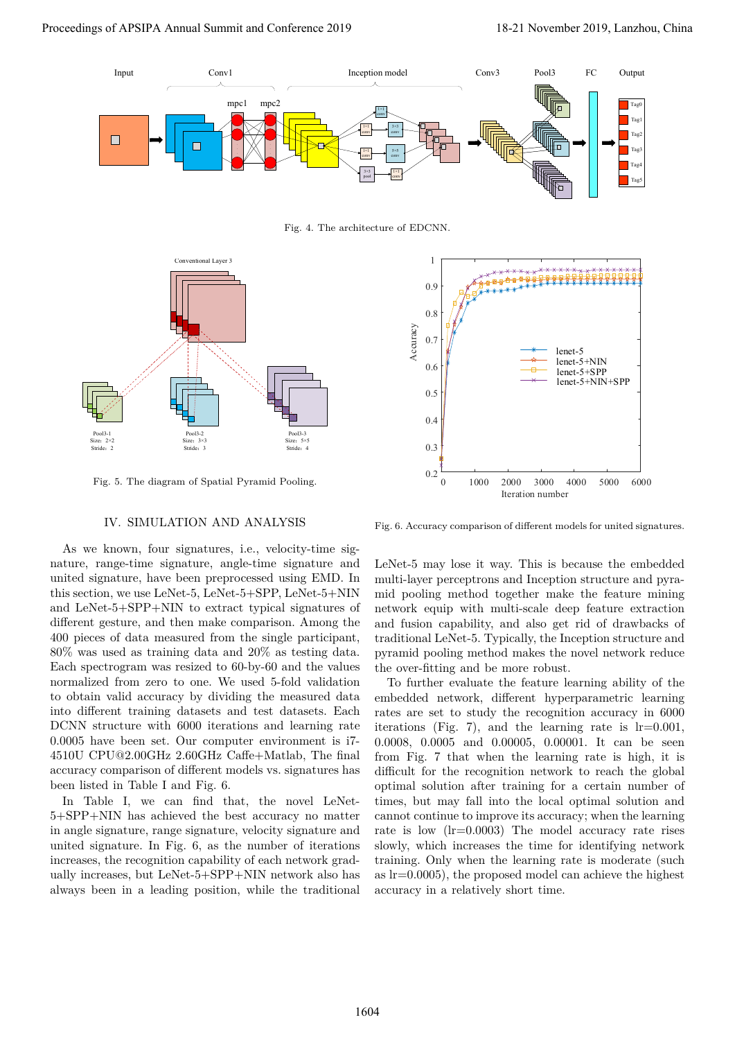Fig. 4. The architecture of EDCNN.

Fig. 5. The diagram of Spatial Pyramid Pooling.

Fig. 6. Accuracy comparison of different models for united signatures.

## IV. Simulation and Analysis

As we known, four signatures, i.e., velocity-time signature, range-time signature, angle-time signature and united signature, have been preprocessed using EMD. In this section, we use LeNet-5, LeNet-5+SPP, LeNet-5+NIN and LeNet-5+SPP+NIN to extract typical signatures of different gesture, and then make comparison. Among the 400 pieces of data measured from the single participant, 80% was used as training data and 20% as testing data. Each spectrogram was resized to 60-by-60 and the values normalized from zero to one. We used 5-fold validation to obtain valid accuracy by dividing the measured data into different training datasets and test datasets. Each DCNN structure with 6000 iterations and learning rate 0.0005 have been set. Our computer environment is i7-4510U CPU@2.00GHz 2.60GHz Caffe+Matlab, The final accuracy comparison of different models vs. signatures has been listed in Table I and Fig. 6.

In Table I, we can find that, the novel LeNet-5+SPP+NIN has achieved the best accuracy no matter in angle signature, range signature, velocity signature and united signature. In Fig. 6, as the number of iterations increases, the recognition capability of each network gradually increases, but LeNet-5+SPP+NIN network also has always been in a leading position, while the traditional LeNet-5 may lose it way. This is because the embedded multi-layer perceptrons and Inception structure and pyramid pooling method together make the feature mining network equip with multi-scale deep feature extraction and fusion capability, and also get rid of drawbacks of traditional LeNet-5. Typically, the Inception structure and pyramid pooling method makes the novel network reduce the over-fitting and be more robust.

To further evaluate the feature learning ability of the embedded network, different hyperparametric learning rates are set to study the recognition accuracy in 6000 iterations (Fig. 7), and the learning rate is lr=0.001, 0.0008, 0.0005 and 0.00005, 0.00001. It can be seen from Fig. 7 that when the learning rate is high, it is difficult for the recognition network to reach the global optimal solution after training for a certain number of times, but may fall into the local optimal solution and cannot continue to improve its accuracy; when the learning rate is low (lr=0.0003) The model accuracy rate rises slowly, which increases the time for identifying network training. Only when the learning rate is moderate (such as lr=0.0005), the proposed model can achieve the highest accuracy in a relatively short time.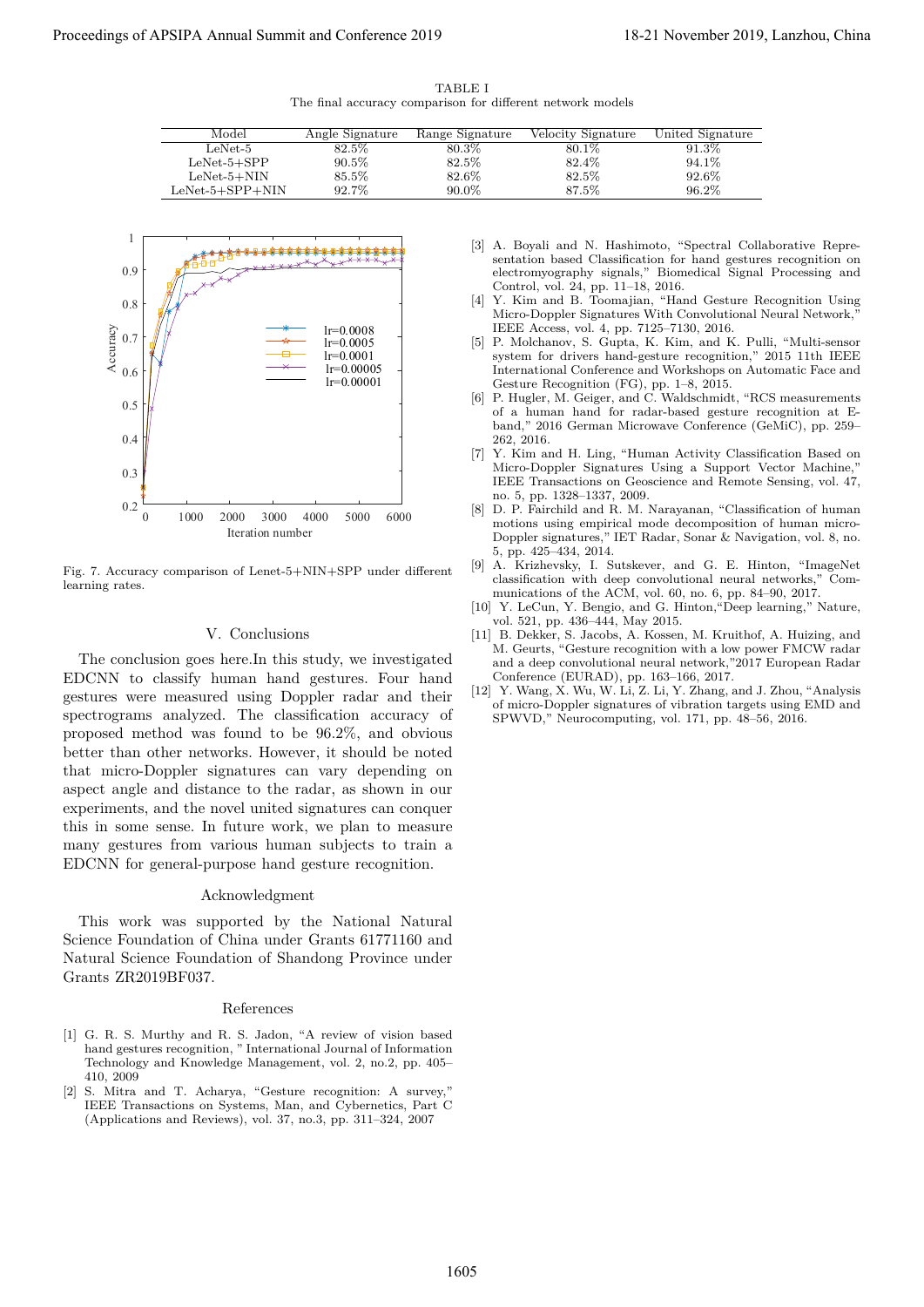TABLE I
The final accuracy comparison for different network models

| Model | Angle Signature | Range Signature | Velocity Signature | United Signature |
|---|---|---|---|---|
| LeNet-5 | 82.5% | 80.3% | 80.1% | 91.3% |
| LeNet-5+SPP | 90.5% | 82.5% | 82.4% | 94.1% |
| LeNet-5+NIN | 85.5% | 82.6% | 82.5% | 92.6% |
| LeNet-5+SPP+NIN | 92.7% | 90.0% | 87.5% | 96.2% |

Accuracy

Iteration number

1
0.9
0.8
0.7
0.6
0.5
0.4
0.3
0.2

0 1000 2000 3000 4000 5000 6000

lr=0.0008
lr=0.0005
lr=0.0001
lr=0.00005
lr=0.00001

Fig. 7. Accuracy comparison of Lenet-5+NIN+SPP under different learning rates.

## V. Conclusions

The conclusion goes here.In this study, we investigated EDCNN to classify human hand gestures. Four hand gestures were measured using Doppler radar and their spectrograms analyzed. The classification accuracy of proposed method was found to be 96.2%, and obvious better than other networks. However, it should be noted that micro-Doppler signatures can vary depending on aspect angle and distance to the radar, as shown in our experiments, and the novel united signatures can conquer this in some sense. In future work, we plan to measure many gestures from various human subjects to train a EDCNN for general-purpose hand gesture recognition.

## Acknowledgment

This work was supported by the National Natural Science Foundation of China under Grants 61771160 and Natural Science Foundation of Shandong Province under Grants ZR2019BF037.

## References

[1] G. R. S. Murthy and R. S. Jadon, "A review of vision based hand gestures recognition, " International Journal of Information Technology and Knowledge Management, vol. 2, no.2, pp. 405–410, 2009

[2] S. Mitra and T. Acharya, "Gesture recognition: A survey," IEEE Transactions on Systems, Man, and Cybernetics, Part C (Applications and Reviews), vol. 37, no.3, pp. 311–324, 2007

[3] A. Boyali and N. Hashimoto, "Spectral Collaborative Representation based Classification for hand gestures recognition on electromyography signals," Biomedical Signal Processing and Control, vol. 24, pp. 11–18, 2016.

[4] Y. Kim and B. Toomajian, "Hand Gesture Recognition Using Micro-Doppler Signatures With Convolutional Neural Network," IEEE Access, vol. 4, pp. 7125–7130, 2016.

[5] P. Molchanov, S. Gupta, K. Kim, and K. Pulli, "Multi-sensor system for drivers hand-gesture recognition," 2015 11th IEEE International Conference and Workshops on Automatic Face and Gesture Recognition (FG), pp. 1–8, 2015.

[6] P. Hugler, M. Geiger, and C. Waldschmidt, "RCS measurements of a human hand for radar-based gesture recognition at E-band," 2016 German Microwave Conference (GeMiC), pp. 259–262, 2016.

[7] Y. Kim and H. Ling, "Human Activity Classification Based on Micro-Doppler Signatures Using a Support Vector Machine," IEEE Transactions on Geoscience and Remote Sensing, vol. 47, no. 5, pp. 1328–1337, 2009.

[8] D. P. Fairchild and R. M. Narayanan, "Classification of human motions using empirical mode decomposition of human micro-Doppler signatures," IET Radar, Sonar & Navigation, vol. 8, no. 5, pp. 425–434, 2014.

[9] A. Krizhevsky, I. Sutskever, and G. E. Hinton, "ImageNet classification with deep convolutional neural networks," Communications of the ACM, vol. 60, no. 6, pp. 84–90, 2017.

[10] Y. LeCun, Y. Bengio, and G. Hinton,"Deep learning," Nature, vol. 521, pp. 436–444, May 2015.

[11] B. Dekker, S. Jacobs, A. Kossen, M. Kruithof, A. Huizing, and M. Geurts, "Gesture recognition with a low power FMCW radar and a deep convolutional neural network,"2017 European Radar Conference (EURAD), pp. 163–166, 2017.

[12] Y. Wang, X. Wu, W. Li, Z. Li, Y. Zhang, and J. Zhou, "Analysis of micro-Doppler signatures of vibration targets using EMD and SPWVD," Neurocomputing, vol. 171, pp. 48–56, 2016.